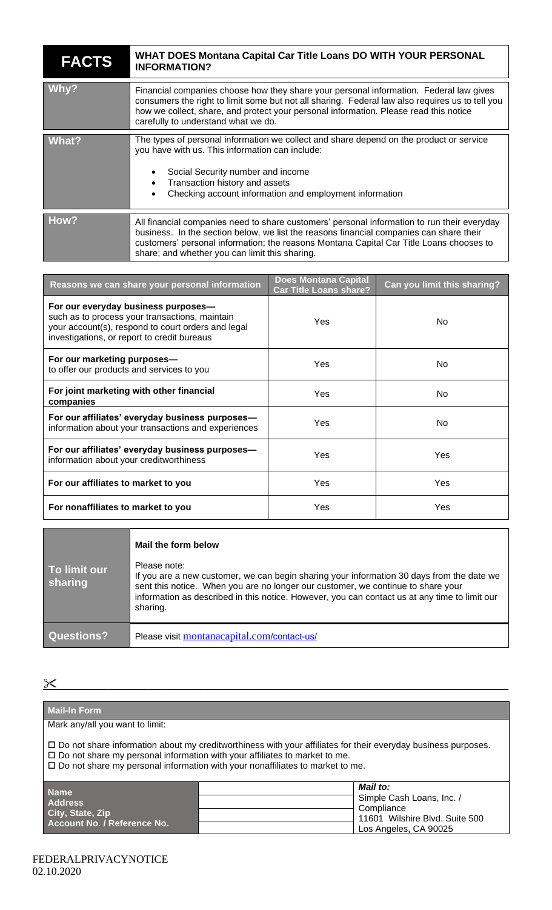| FACTS | WHAT DOES Montana Capital Car Title Loans DO WITH YOUR PERSONAL INFORMATION? |
|---|---|
| **Why?** | Financial companies choose how they share your personal information. Federal law gives consumers the right to limit some but not all sharing. Federal law also requires us to tell you how we collect, share, and protect your personal information. Please read this notice carefully to understand what we do. |
| **What?** | The types of personal information we collect and share depend on the product or service you have with us. This information can include:<br><br>• Social Security number and income<br>• Transaction history and assets<br>• Checking account information and employment information |
| **How?** | All financial companies need to share customers' personal information to run their everyday business. In the section below, we list the reasons financial companies can share their customers' personal information; the reasons Montana Capital Car Title Loans chooses to share; and whether you can limit this sharing. |

| Reasons we can share your personal information | Does Montana Capital Car Title Loans share? | Can you limit this sharing? |
|---|---|---|
| **For our everyday business purposes—** such as to process your transactions, maintain your account(s), respond to court orders and legal investigations, or report to credit bureaus | Yes | No |
| **For our marketing purposes—** to offer our products and services to you | Yes | No |
| **For joint marketing with other financial companies** | Yes | No |
| **For our affiliates' everyday business purposes—** information about your transactions and experiences | Yes | No |
| **For our affiliates' everyday business purposes—** information about your creditworthiness | Yes | Yes |
| **For our affiliates to market to you** | Yes | Yes |
| **For nonaffiliates to market to you** | Yes | Yes |

| | |
|---|---|
| **To limit our sharing** | **Mail the form below**<br><br>Please note:<br>If you are a new customer, we can begin sharing your information 30 days from the date we sent this notice. When you are no longer our customer, we continue to share your information as described in this notice. However, you can contact us at any time to limit our sharing. |
| **Questions?** | Please visit montanacapital.com/contact-us/ |

✂

**Mail-In Form**

Mark any/all you want to limit:

☐ Do not share information about my creditworthiness with your affiliates for their everyday business purposes.
☐ Do not share my personal information with your affiliates to market to me.
☐ Do not share my personal information with your nonaffiliates to market to me.

| | | |
|---|---|---|
| **Name** | | ***Mail to:*** |
| **Address** | | Simple Cash Loans, Inc. / Compliance |
| **City, State, Zip** | | 11601 Wilshire Blvd. Suite 500 |
| **Account No. / Reference No.** | | Los Angeles, CA 90025 |

FEDERALPRIVACYNOTICE
02.10.2020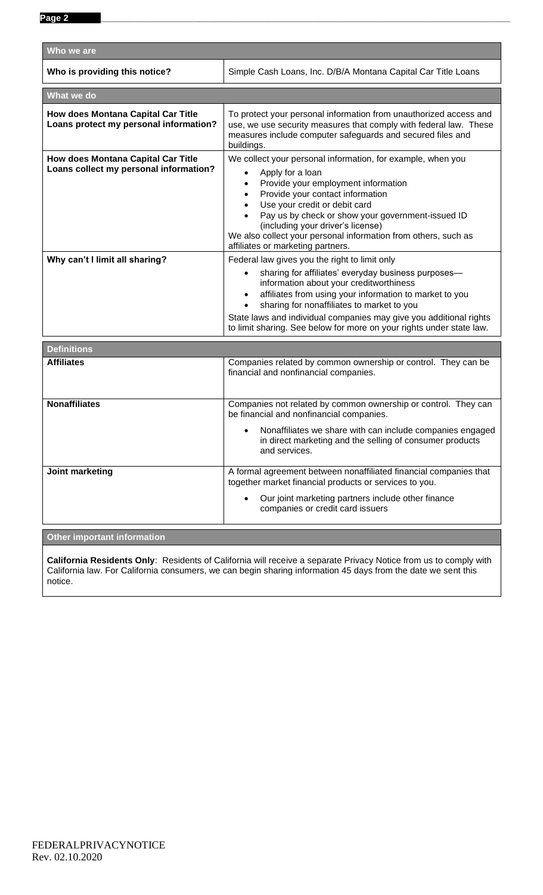| Who we are | |
|---|---|
| **Who is providing this notice?** | Simple Cash Loans, Inc. D/B/A Montana Capital Car Title Loans |

| What we do | |
|---|---|
| **How does Montana Capital Car Title Loans protect my personal information?** | To protect your personal information from unauthorized access and use, we use security measures that comply with federal law. These measures include computer safeguards and secured files and buildings. |
| **How does Montana Capital Car Title Loans collect my personal information?** | We collect your personal information, for example, when you<br>• Apply for a loan<br>• Provide your employment information<br>• Provide your contact information<br>• Use your credit or debit card<br>• Pay us by check or show your government-issued ID (including your driver's license)<br>We also collect your personal information from others, such as affiliates or marketing partners. |
| **Why can't I limit all sharing?** | Federal law gives you the right to limit only<br>• sharing for affiliates' everyday business purposes—information about your creditworthiness<br>• affiliates from using your information to market to you<br>• sharing for nonaffiliates to market to you<br>State laws and individual companies may give you additional rights to limit sharing. See below for more on your rights under state law. |

| Definitions | |
|---|---|
| **Affiliates** | Companies related by common ownership or control. They can be financial and nonfinancial companies. |
| **Nonaffiliates** | Companies not related by common ownership or control. They can be financial and nonfinancial companies.<br>• Nonaffiliates we share with can include companies engaged in direct marketing and the selling of consumer products and services. |
| **Joint marketing** | A formal agreement between nonaffiliated financial companies that together market financial products or services to you.<br>• Our joint marketing partners include other finance companies or credit card issuers |

| Other important information |
|---|
| **California Residents Only**: Residents of California will receive a separate Privacy Notice from us to comply with California law. For California consumers, we can begin sharing information 45 days from the date we sent this notice. |

FEDERALPRIVACYNOTICE
Rev. 02.10.2020